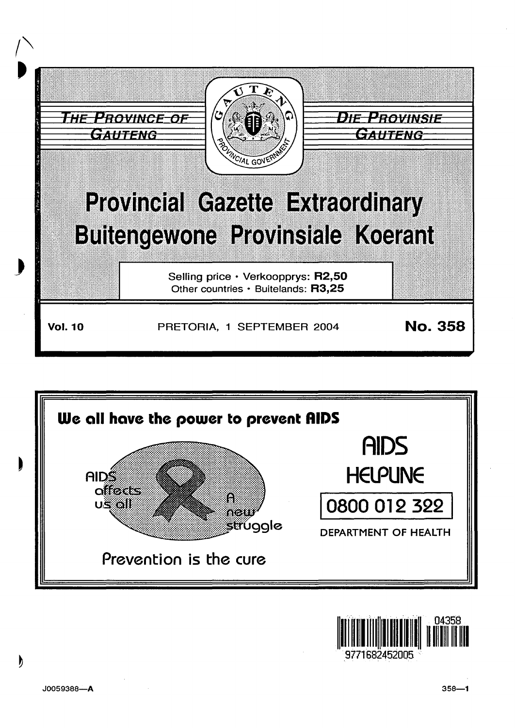THE PROVINCE OF GAUTENG

DIE PROVINSIE GAUTENG

# Provincial Gazette Extraordinary

# Buitengewone Provinsiale Koerant

Selling price · Verkoopprys: **R2,50**
Other countries · Buitelands: **R3,25**

**Vol. 10** PRETORIA, 1 SEPTEMBER 2004 **No. 358**

**We all have the power to prevent AIDS**

AIDS affects us all!

A new struggle

Prevention is the cure

AIDS HELPLINE

0800 012 322

DEPARTMENT OF HEALTH

04358

9771682452005

J0059388—A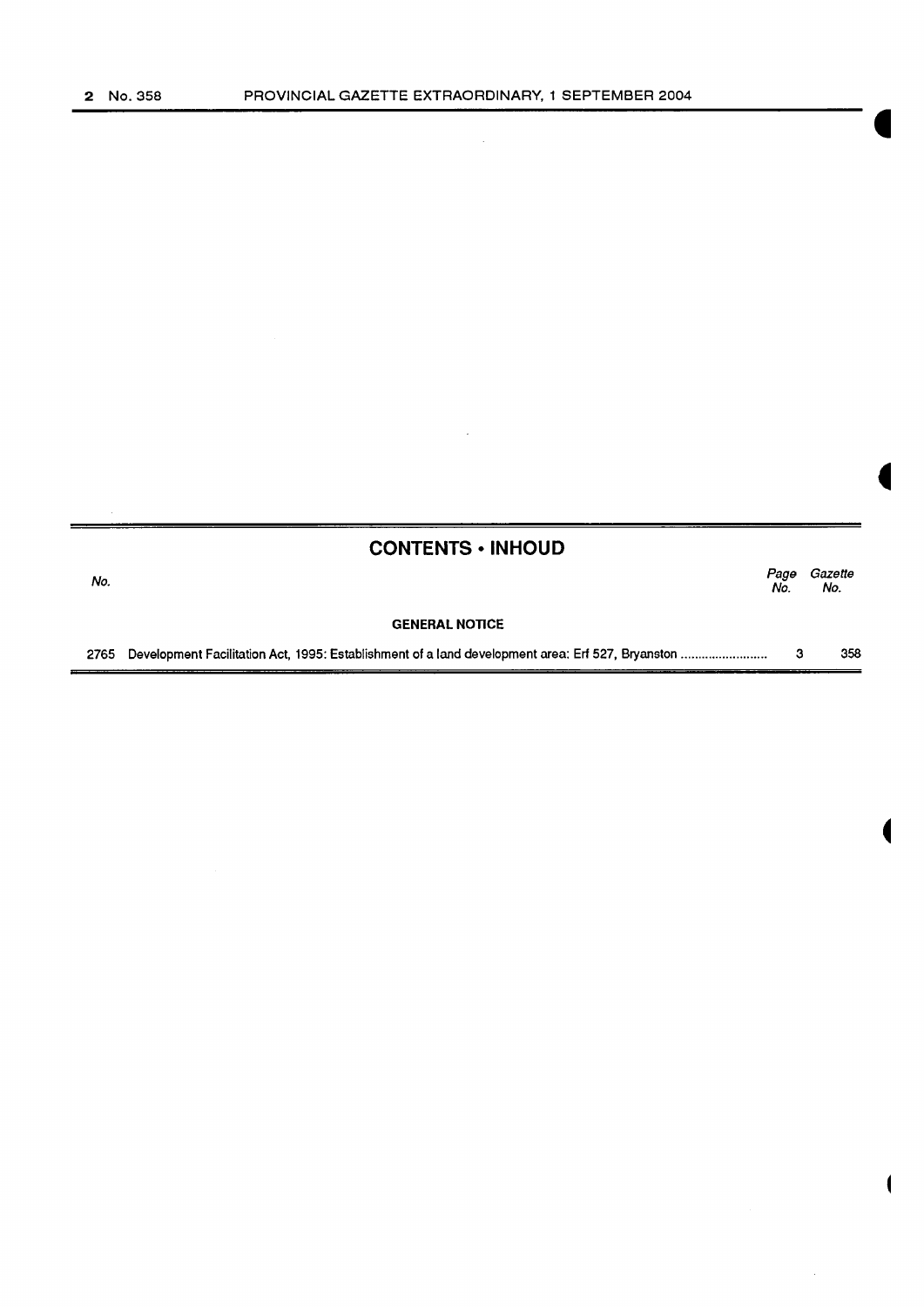## CONTENTS • INHOUD

| No. | | Page No. | Gazette No. |
|---|---|---|---|
| | **GENERAL NOTICE** | | |
| 2765 | Development Facilitation Act, 1995: Establishment of a land development area: Erf 527, Bryanston | 3 | 358 |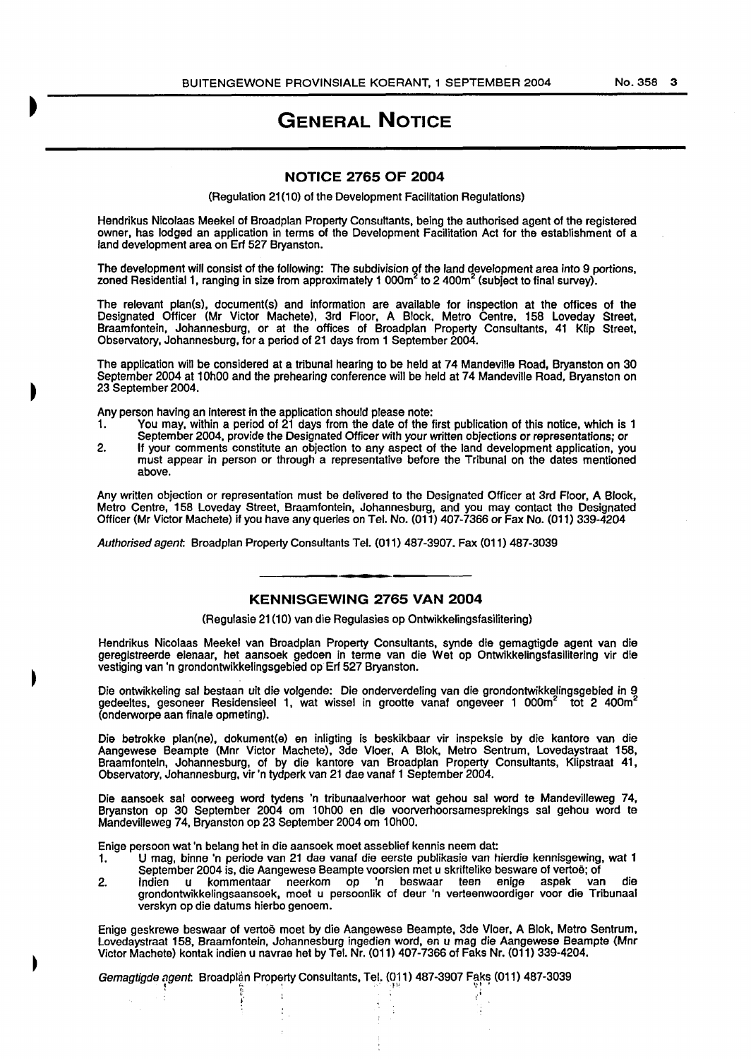# GENERAL NOTICE

## NOTICE 2765 OF 2004

(Regulation 21(10) of the Development Facilitation Regulations)

Hendrikus Nicolaas Meekel of Broadplan Property Consultants, being the authorised agent of the registered owner, has lodged an application in terms of the Development Facilitation Act for the establishment of a land development area on Erf 527 Bryanston.

The development will consist of the following: The subdivision of the land development area into 9 portions, zoned Residential 1, ranging in size from approximately 1 000m$^2$ to 2 400m$^2$ (subject to final survey).

The relevant plan(s), document(s) and information are available for inspection at the offices of the Designated Officer (Mr Victor Machete), 3rd Floor, A Block, Metro Centre, 158 Loveday Street, Braamfontein, Johannesburg, or at the offices of Broadplan Property Consultants, 41 Klip Street, Observatory, Johannesburg, for a period of 21 days from 1 September 2004.

The application will be considered at a tribunal hearing to be held at 74 Mandeville Road, Bryanston on 30 September 2004 at 10h00 and the prehearing conference will be held at 74 Mandeville Road, Bryanston on 23 September 2004.

Any person having an interest in the application should please note:

1. You may, within a period of 21 days from the date of the first publication of this notice, which is 1 September 2004, provide the Designated Officer with your written objections or representations; or
2. If your comments constitute an objection to any aspect of the land development application, you must appear in person or through a representative before the Tribunal on the dates mentioned above.

Any written objection or representation must be delivered to the Designated Officer at 3rd Floor, A Block, Metro Centre, 158 Loveday Street, Braamfontein, Johannesburg, and you may contact the Designated Officer (Mr Victor Machete) if you have any queries on Tel. No. (011) 407-7366 or Fax No. (011) 339-4204

*Authorised agent*: Broadplan Property Consultants Tel. (011) 487-3907. Fax (011) 487-3039

---

## KENNISGEWING 2765 VAN 2004

(Regulasie 21(10) van die Regulasies op Ontwikkelingsfasilitering)

Hendrikus Nicolaas Meekel van Broadplan Property Consultants, synde die gemagtigde agent van die geregistreerde eienaar, het aansoek gedoen in terme van die Wet op Ontwikkelingsfasilitering vir die vestiging van 'n grondontwikkelingsgebied op Erf 527 Bryanston.

Die ontwikkeling sal bestaan uit die volgende: Die onderverdeling van die grondontwikkelingsgebied in 9 gedeeltes, gesoneer Residensieel 1, wat wissel in grootte vanaf ongeveer 1 000m$^2$ tot 2 400m$^2$ (onderworpe aan finale opmeting).

Die betrokke plan(ne), dokument(e) en inligting is beskikbaar vir inspeksie by die kantore van die Aangewese Beampte (Mnr Victor Machete), 3de Vloer, A Blok, Metro Sentrum, Lovedaystraat 158, Braamfontein, Johannesburg, of by die kantore van Broadplan Property Consultants, Klipstraat 41, Observatory, Johannesburg, vir 'n tydperk van 21 dae vanaf 1 September 2004.

Die aansoek sal oorweeg word tydens 'n tribunaalverhoor wat gehou sal word te Mandevilleweg 74, Bryanston op 30 September 2004 om 10h00 en die voorverhoorsamesprekings sal gehou word te Mandevilleweg 74, Bryanston op 23 September 2004 om 10h00.

Enige persoon wat 'n belang het in die aansoek moet asseblief kennis neem dat:

1. U mag, binne 'n periode van 21 dae vanaf die eerste publikasie van hierdie kennisgewing, wat 1 September 2004 is, die Aangewese Beampte voorsien met u skriftelike besware of vertoë; of
2. Indien u kommentaar neerkom op 'n beswaar teen enige aspek van die grondontwikkelingsaansoek, moet u persoonlik of deur 'n verteenwoordiger voor die Tribunaal verskyn op die datums hierbo genoem.

Enige geskrewe beswaar of vertoë moet by die Aangewese Beampte, 3de Vloer, A Blok, Metro Sentrum, Lovedaystraat 158, Braamfontein, Johannesburg ingedien word, en u mag die Aangewese Beampte (Mnr Victor Machete) kontak indien u navrae het by Tel. Nr. (011) 407-7366 of Faks Nr. (011) 339-4204.

*Gemagtigde agent*: Broadplan Property Consultants, Tel. (011) 487-3907 Faks (011) 487-3039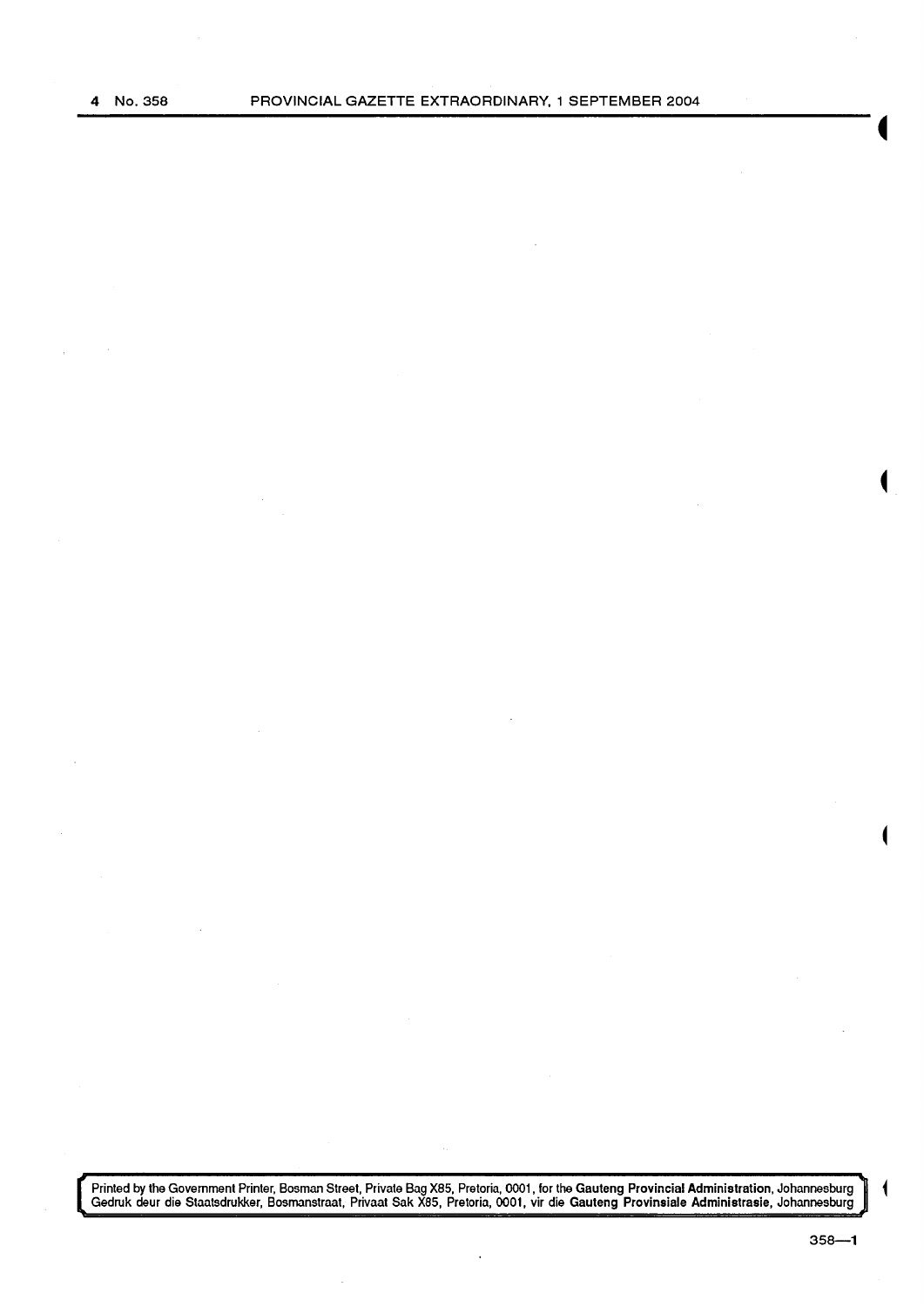Printed by the Government Printer, Bosman Street, Private Bag X85, Pretoria, 0001, for the **Gauteng Provincial Administration**, Johannesburg
Gedruk deur die Staatsdrukker, Bosmanstraat, Privaat Sak X85, Pretoria, 0001, vir die **Gauteng Provinsiale Administrasie**, Johannesburg

358—1